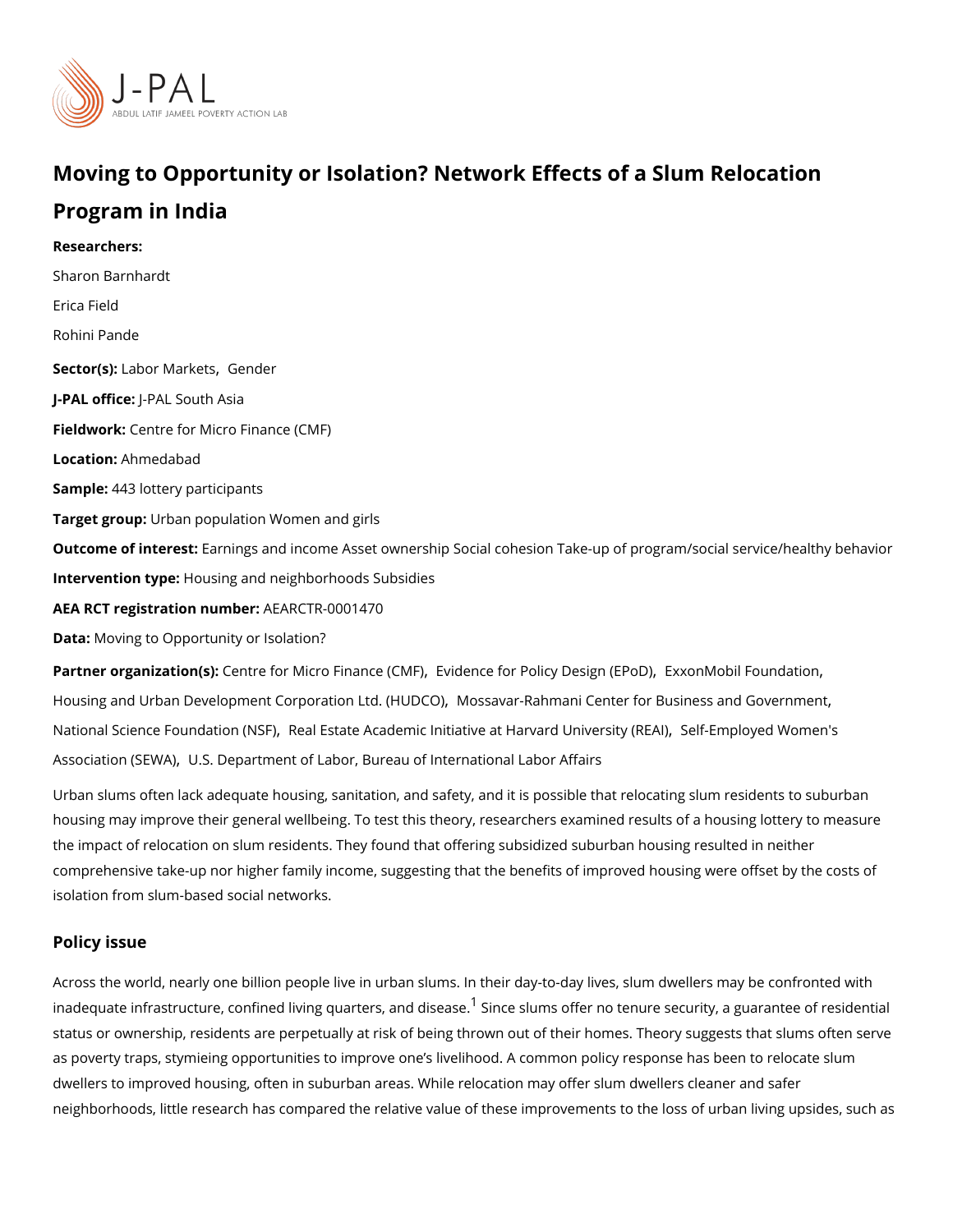# Moving to Opportunity or Isolation? Network Effects of a Slum Relocation Program in India

**Researchers:**

Sharon Barnhardt

Erica Field

Rohini Pande

**Sector(s):** Labor Markets, Gender

**J-PAL office:** J-PAL South Asia

**Fieldwork:** Centre for Micro Finance (CMF)

**Location:** Ahmedabad

**Sample:** 443 lottery participants

**Target group:** Urban population Women and girls

**Outcome of interest:** Earnings and income Asset ownership Social cohesion Take-up of program/social service/healthy behavior

**Intervention type:** Housing and neighborhoods Subsidies

**AEA RCT registration number:** AEARCTR-0001470

**Data:** Moving to Opportunity or Isolation?

**Partner organization(s):** Centre for Micro Finance (CMF), Evidence for Policy Design (EPoD), ExxonMobil Foundation, Housing and Urban Development Corporation Ltd. (HUDCO), Mossavar-Rahmani Center for Business and Government, National Science Foundation (NSF), Real Estate Academic Initiative at Harvard University (REAI), Self-Employed Women's Association (SEWA), U.S. Department of Labor, Bureau of International Labor Affairs

Urban slums often lack adequate housing, sanitation, and safety, and it is possible that relocating slum residents to suburban housing may improve their general wellbeing. To test this theory, researchers examined results of a housing lottery to measure the impact of relocation on slum residents. They found that offering subsidized suburban housing resulted in neither comprehensive take-up nor higher family income, suggesting that the benefits of improved housing were offset by the costs of isolation from slum-based social networks.

## Policy issue

Across the world, nearly one billion people live in urban slums. In their day-to-day lives, slum dwellers may be confronted with inadequate infrastructure, confined living quarters, and disease.[1] Since slums offer no tenure security, a guarantee of residential status or ownership, residents are perpetually at risk of being thrown out of their homes. Theory suggests that slums often serve as poverty traps, stymieing opportunities to improve one's livelihood. A common policy response has been to relocate slum dwellers to improved housing, often in suburban areas. While relocation may offer slum dwellers cleaner and safer neighborhoods, little research has compared the relative value of these improvements to the loss of urban living upsides, such as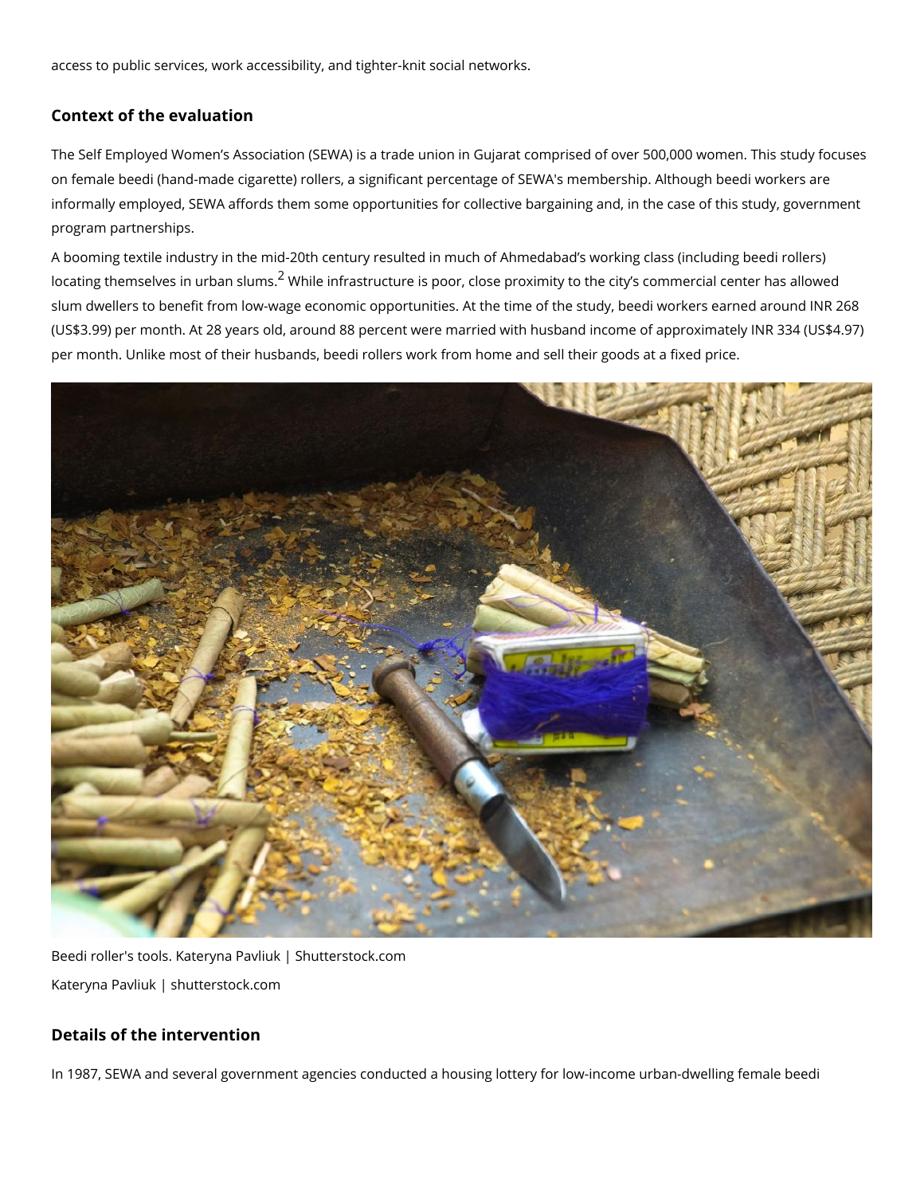access to public services, work accessibility, and tighter-knit social networks.

## Context of the evaluation

The Self Employed Women's Association (SEWA) is a trade union in Gujarat comprised of over 500,000 women. This study focuses on female beedi (hand-made cigarette) rollers, a significant percentage of SEWA's membership. Although beedi workers are informally employed, SEWA affords them some opportunities for collective bargaining and, in the case of this study, government program partnerships.

A booming textile industry in the mid-20th century resulted in much of Ahmedabad's working class (including beedi rollers) locating themselves in urban slums.[2] While infrastructure is poor, close proximity to the city's commercial center has allowed slum dwellers to benefit from low-wage economic opportunities. At the time of the study, beedi workers earned around INR 268 (US$3.99) per month. At 28 years old, around 88 percent were married with husband income of approximately INR 334 (US$4.97) per month. Unlike most of their husbands, beedi rollers work from home and sell their goods at a fixed price.

Beedi roller's tools. Kateryna Pavliuk | Shutterstock.com

Kateryna Pavliuk | shutterstock.com

## Details of the intervention

In 1987, SEWA and several government agencies conducted a housing lottery for low-income urban-dwelling female beedi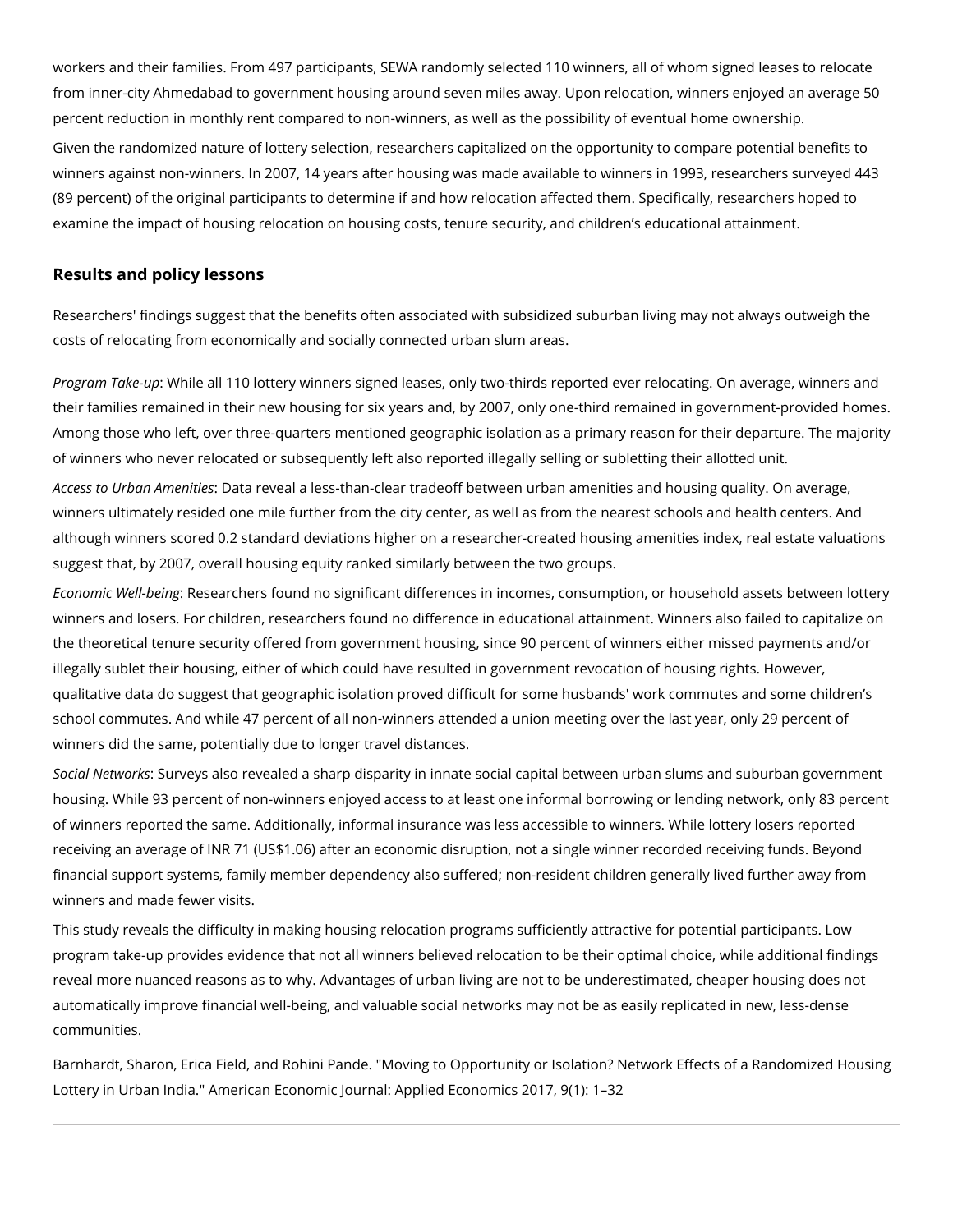workers and their families. From 497 participants, SEWA randomly selected 110 winners, all of whom signed leases to relocate from inner-city Ahmedabad to government housing around seven miles away. Upon relocation, winners enjoyed an average 50 percent reduction in monthly rent compared to non-winners, as well as the possibility of eventual home ownership.

Given the randomized nature of lottery selection, researchers capitalized on the opportunity to compare potential benefits to winners against non-winners. In 2007, 14 years after housing was made available to winners in 1993, researchers surveyed 443 (89 percent) of the original participants to determine if and how relocation affected them. Specifically, researchers hoped to examine the impact of housing relocation on housing costs, tenure security, and children's educational attainment.

## Results and policy lessons

Researchers' findings suggest that the benefits often associated with subsidized suburban living may not always outweigh the costs of relocating from economically and socially connected urban slum areas.

*Program Take-up*: While all 110 lottery winners signed leases, only two-thirds reported ever relocating. On average, winners and their families remained in their new housing for six years and, by 2007, only one-third remained in government-provided homes. Among those who left, over three-quarters mentioned geographic isolation as a primary reason for their departure. The majority of winners who never relocated or subsequently left also reported illegally selling or subletting their allotted unit.

*Access to Urban Amenities*: Data reveal a less-than-clear tradeoff between urban amenities and housing quality. On average, winners ultimately resided one mile further from the city center, as well as from the nearest schools and health centers. And although winners scored 0.2 standard deviations higher on a researcher-created housing amenities index, real estate valuations suggest that, by 2007, overall housing equity ranked similarly between the two groups.

*Economic Well-being*: Researchers found no significant differences in incomes, consumption, or household assets between lottery winners and losers. For children, researchers found no difference in educational attainment. Winners also failed to capitalize on the theoretical tenure security offered from government housing, since 90 percent of winners either missed payments and/or illegally sublet their housing, either of which could have resulted in government revocation of housing rights. However, qualitative data do suggest that geographic isolation proved difficult for some husbands' work commutes and some children's school commutes. And while 47 percent of all non-winners attended a union meeting over the last year, only 29 percent of winners did the same, potentially due to longer travel distances.

*Social Networks*: Surveys also revealed a sharp disparity in innate social capital between urban slums and suburban government housing. While 93 percent of non-winners enjoyed access to at least one informal borrowing or lending network, only 83 percent of winners reported the same. Additionally, informal insurance was less accessible to winners. While lottery losers reported receiving an average of INR 71 (US$1.06) after an economic disruption, not a single winner recorded receiving funds. Beyond financial support systems, family member dependency also suffered; non-resident children generally lived further away from winners and made fewer visits.

This study reveals the difficulty in making housing relocation programs sufficiently attractive for potential participants. Low program take-up provides evidence that not all winners believed relocation to be their optimal choice, while additional findings reveal more nuanced reasons as to why. Advantages of urban living are not to be underestimated, cheaper housing does not automatically improve financial well-being, and valuable social networks may not be as easily replicated in new, less-dense communities.

Barnhardt, Sharon, Erica Field, and Rohini Pande. "Moving to Opportunity or Isolation? Network Effects of a Randomized Housing Lottery in Urban India." American Economic Journal: Applied Economics 2017, 9(1): 1–32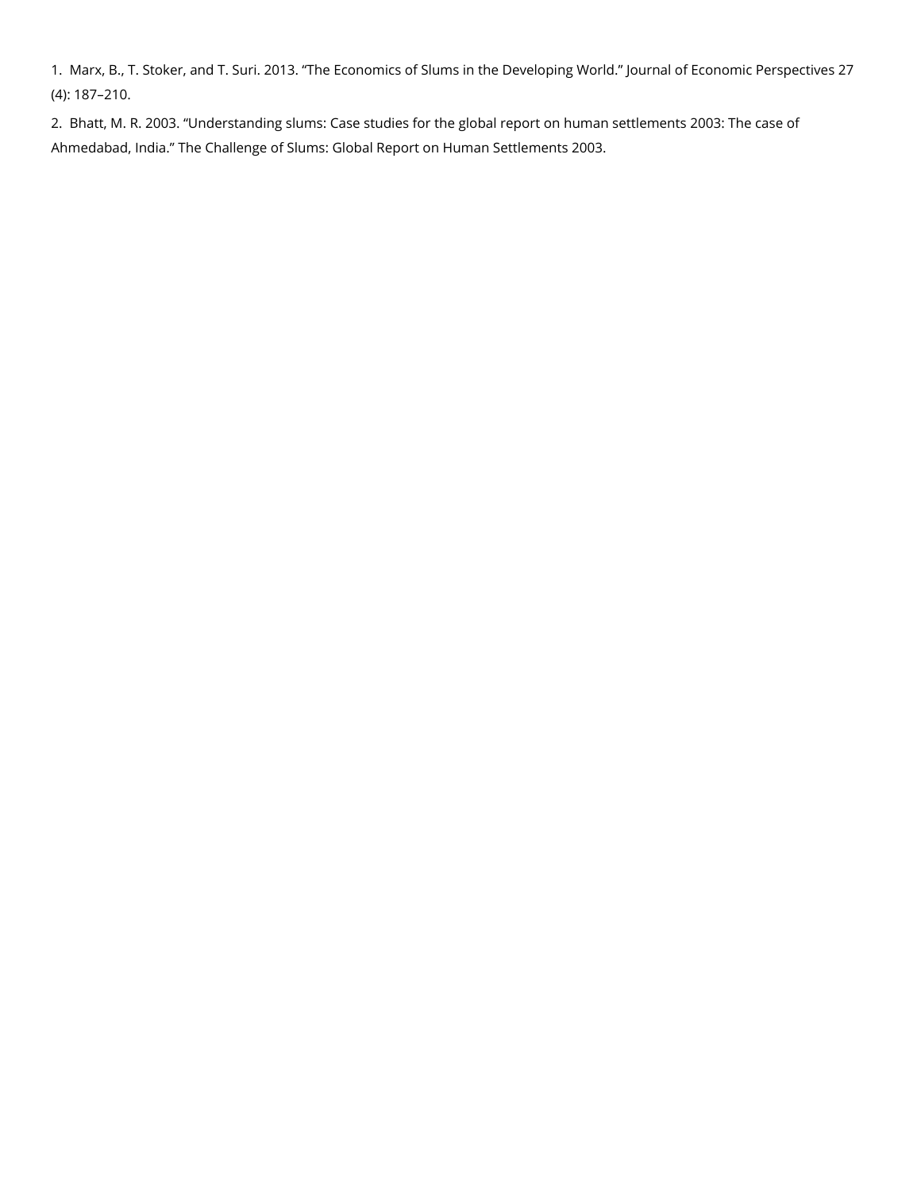1. Marx, B., T. Stoker, and T. Suri. 2013. "The Economics of Slums in the Developing World." Journal of Economic Perspectives 27 (4): 187–210.
2. Bhatt, M. R. 2003. "Understanding slums: Case studies for the global report on human settlements 2003: The case of Ahmedabad, India." The Challenge of Slums: Global Report on Human Settlements 2003.